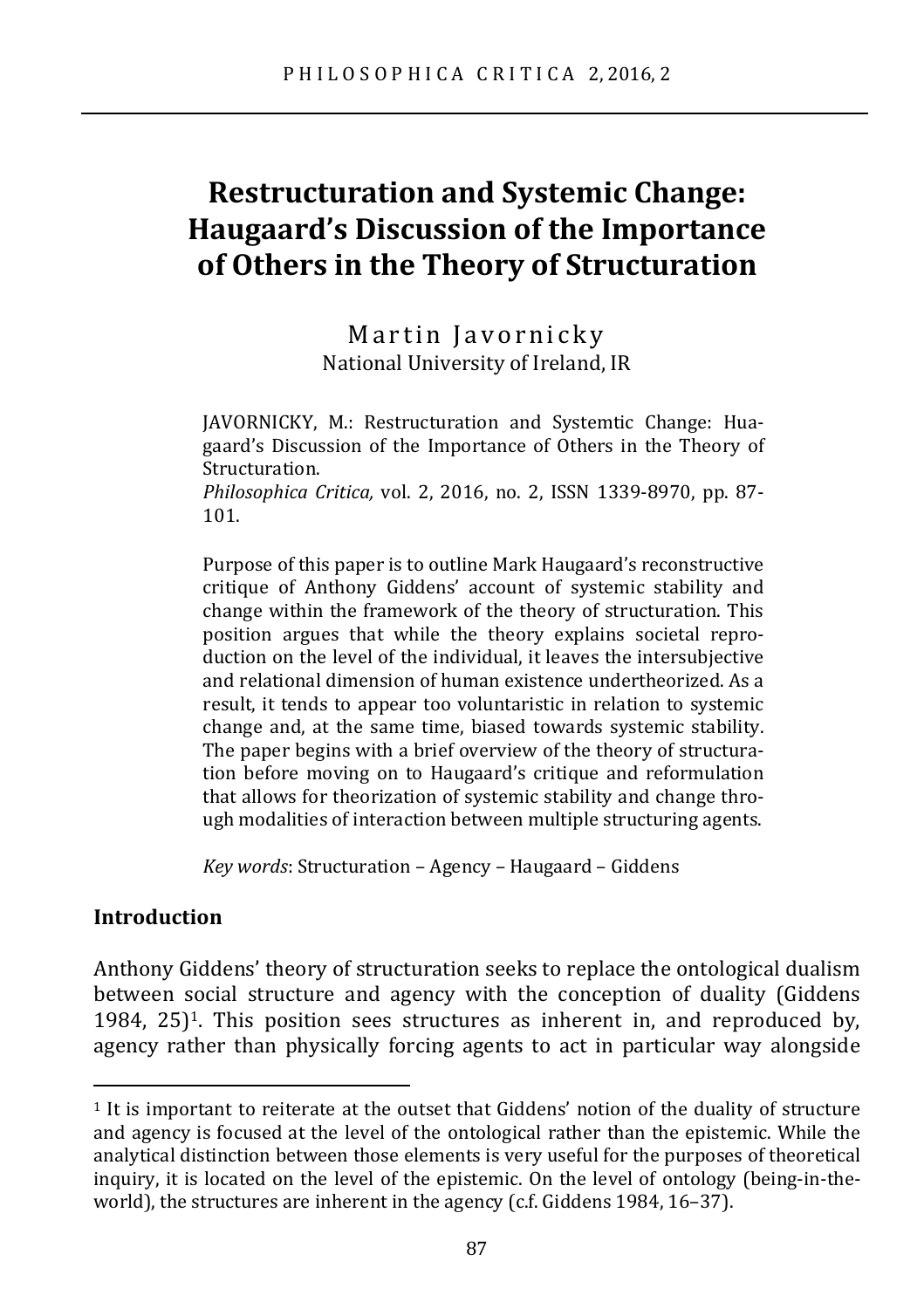# Restructuration and Systemic Change: Haugaard's Discussion of the Importance of Others in the Theory of Structuration

Martin Javornicky
National University of Ireland, IR

JAVORNICKY, M.: Restructuration and Systemtic Change: Huagaard's Discussion of the Importance of Others in the Theory of Structuration.
*Philosophica Critica,* vol. 2, 2016, no. 2, ISSN 1339-8970, pp. 87-101.

Purpose of this paper is to outline Mark Haugaard's reconstructive critique of Anthony Giddens' account of systemic stability and change within the framework of the theory of structuration. This position argues that while the theory explains societal reproduction on the level of the individual, it leaves the intersubjective and relational dimension of human existence undertheorized. As a result, it tends to appear too voluntaristic in relation to systemic change and, at the same time, biased towards systemic stability. The paper begins with a brief overview of the theory of structuration before moving on to Haugaard's critique and reformulation that allows for theorization of systemic stability and change through modalities of interaction between multiple structuring agents.

*Key words*: Structuration – Agency – Haugaard – Giddens

## Introduction

Anthony Giddens' theory of structuration seeks to replace the ontological dualism between social structure and agency with the conception of duality (Giddens 1984, 25)[1]. This position sees structures as inherent in, and reproduced by, agency rather than physically forcing agents to act in particular way alongside

[1] It is important to reiterate at the outset that Giddens' notion of the duality of structure and agency is focused at the level of the ontological rather than the epistemic. While the analytical distinction between those elements is very useful for the purposes of theoretical inquiry, it is located on the level of the epistemic. On the level of ontology (being-in-the-world), the structures are inherent in the agency (c.f. Giddens 1984, 16–37).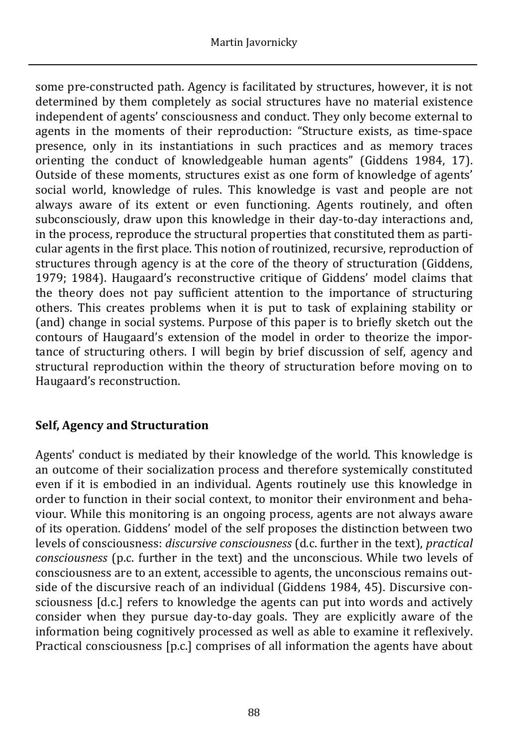some pre-constructed path. Agency is facilitated by structures, however, it is not determined by them completely as social structures have no material existence independent of agents' consciousness and conduct. They only become external to agents in the moments of their reproduction: "Structure exists, as time-space presence, only in its instantiations in such practices and as memory traces orienting the conduct of knowledgeable human agents" (Giddens 1984, 17). Outside of these moments, structures exist as one form of knowledge of agents' social world, knowledge of rules. This knowledge is vast and people are not always aware of its extent or even functioning. Agents routinely, and often subconsciously, draw upon this knowledge in their day-to-day interactions and, in the process, reproduce the structural properties that constituted them as particular agents in the first place. This notion of routinized, recursive, reproduction of structures through agency is at the core of the theory of structuration (Giddens, 1979; 1984). Haugaard's reconstructive critique of Giddens' model claims that the theory does not pay sufficient attention to the importance of structuring others. This creates problems when it is put to task of explaining stability or (and) change in social systems. Purpose of this paper is to briefly sketch out the contours of Haugaard's extension of the model in order to theorize the importance of structuring others. I will begin by brief discussion of self, agency and structural reproduction within the theory of structuration before moving on to Haugaard's reconstruction.

## Self, Agency and Structuration

Agents' conduct is mediated by their knowledge of the world. This knowledge is an outcome of their socialization process and therefore systemically constituted even if it is embodied in an individual. Agents routinely use this knowledge in order to function in their social context, to monitor their environment and behaviour. While this monitoring is an ongoing process, agents are not always aware of its operation. Giddens' model of the self proposes the distinction between two levels of consciousness: *discursive consciousness* (d.c. further in the text), *practical consciousness* (p.c. further in the text) and the unconscious. While two levels of consciousness are to an extent, accessible to agents, the unconscious remains outside of the discursive reach of an individual (Giddens 1984, 45). Discursive consciousness [d.c.] refers to knowledge the agents can put into words and actively consider when they pursue day-to-day goals. They are explicitly aware of the information being cognitively processed as well as able to examine it reflexively. Practical consciousness [p.c.] comprises of all information the agents have about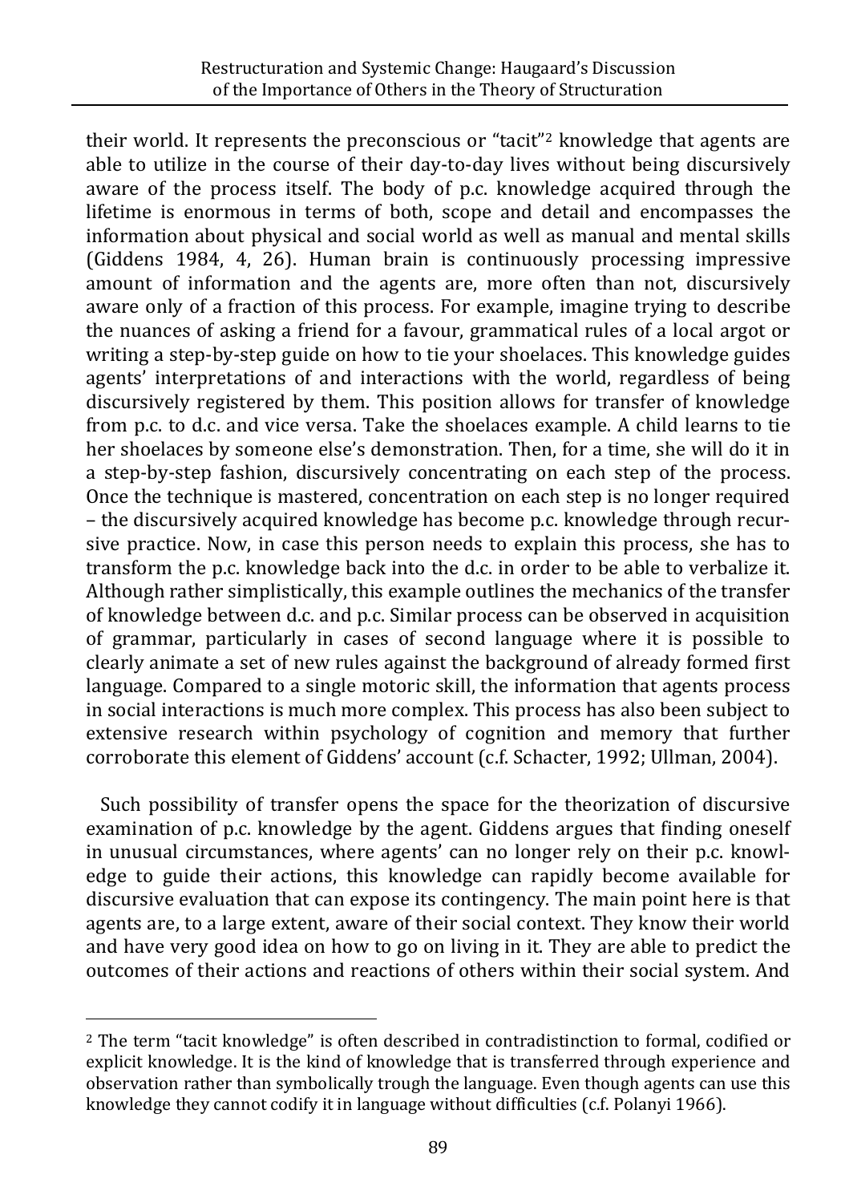their world. It represents the preconscious or "tacit"[2] knowledge that agents are able to utilize in the course of their day-to-day lives without being discursively aware of the process itself. The body of p.c. knowledge acquired through the lifetime is enormous in terms of both, scope and detail and encompasses the information about physical and social world as well as manual and mental skills (Giddens 1984, 4, 26). Human brain is continuously processing impressive amount of information and the agents are, more often than not, discursively aware only of a fraction of this process. For example, imagine trying to describe the nuances of asking a friend for a favour, grammatical rules of a local argot or writing a step-by-step guide on how to tie your shoelaces. This knowledge guides agents' interpretations of and interactions with the world, regardless of being discursively registered by them. This position allows for transfer of knowledge from p.c. to d.c. and vice versa. Take the shoelaces example. A child learns to tie her shoelaces by someone else's demonstration. Then, for a time, she will do it in a step-by-step fashion, discursively concentrating on each step of the process. Once the technique is mastered, concentration on each step is no longer required – the discursively acquired knowledge has become p.c. knowledge through recursive practice. Now, in case this person needs to explain this process, she has to transform the p.c. knowledge back into the d.c. in order to be able to verbalize it. Although rather simplistically, this example outlines the mechanics of the transfer of knowledge between d.c. and p.c. Similar process can be observed in acquisition of grammar, particularly in cases of second language where it is possible to clearly animate a set of new rules against the background of already formed first language. Compared to a single motoric skill, the information that agents process in social interactions is much more complex. This process has also been subject to extensive research within psychology of cognition and memory that further corroborate this element of Giddens' account (c.f. Schacter, 1992; Ullman, 2004).

Such possibility of transfer opens the space for the theorization of discursive examination of p.c. knowledge by the agent. Giddens argues that finding oneself in unusual circumstances, where agents' can no longer rely on their p.c. knowledge to guide their actions, this knowledge can rapidly become available for discursive evaluation that can expose its contingency. The main point here is that agents are, to a large extent, aware of their social context. They know their world and have very good idea on how to go on living in it. They are able to predict the outcomes of their actions and reactions of others within their social system. And

[2] The term "tacit knowledge" is often described in contradistinction to formal, codified or explicit knowledge. It is the kind of knowledge that is transferred through experience and observation rather than symbolically trough the language. Even though agents can use this knowledge they cannot codify it in language without difficulties (c.f. Polanyi 1966).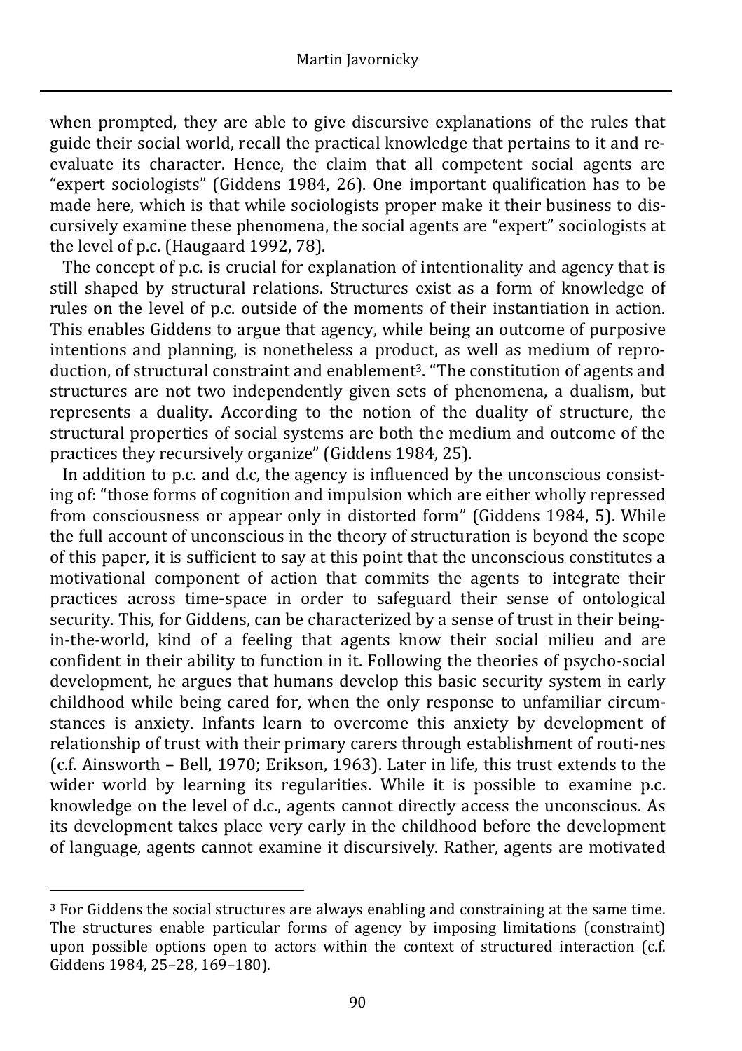when prompted, they are able to give discursive explanations of the rules that guide their social world, recall the practical knowledge that pertains to it and re-evaluate its character. Hence, the claim that all competent social agents are "expert sociologists" (Giddens 1984, 26). One important qualification has to be made here, which is that while sociologists proper make it their business to discursively examine these phenomena, the social agents are "expert" sociologists at the level of p.c. (Haugaard 1992, 78).

The concept of p.c. is crucial for explanation of intentionality and agency that is still shaped by structural relations. Structures exist as a form of knowledge of rules on the level of p.c. outside of the moments of their instantiation in action. This enables Giddens to argue that agency, while being an outcome of purposive intentions and planning, is nonetheless a product, as well as medium of reproduction, of structural constraint and enablement[3]. "The constitution of agents and structures are not two independently given sets of phenomena, a dualism, but represents a duality. According to the notion of the duality of structure, the structural properties of social systems are both the medium and outcome of the practices they recursively organize" (Giddens 1984, 25).

In addition to p.c. and d.c, the agency is influenced by the unconscious consisting of: "those forms of cognition and impulsion which are either wholly repressed from consciousness or appear only in distorted form" (Giddens 1984, 5). While the full account of unconscious in the theory of structuration is beyond the scope of this paper, it is sufficient to say at this point that the unconscious constitutes a motivational component of action that commits the agents to integrate their practices across time-space in order to safeguard their sense of ontological security. This, for Giddens, can be characterized by a sense of trust in their being-in-the-world, kind of a feeling that agents know their social milieu and are confident in their ability to function in it. Following the theories of psycho-social development, he argues that humans develop this basic security system in early childhood while being cared for, when the only response to unfamiliar circumstances is anxiety. Infants learn to overcome this anxiety by development of relationship of trust with their primary carers through establishment of routi-nes (c.f. Ainsworth – Bell, 1970; Erikson, 1963). Later in life, this trust extends to the wider world by learning its regularities. While it is possible to examine p.c. knowledge on the level of d.c., agents cannot directly access the unconscious. As its development takes place very early in the childhood before the development of language, agents cannot examine it discursively. Rather, agents are motivated

---

[3] For Giddens the social structures are always enabling and constraining at the same time. The structures enable particular forms of agency by imposing limitations (constraint) upon possible options open to actors within the context of structured interaction (c.f. Giddens 1984, 25–28, 169–180).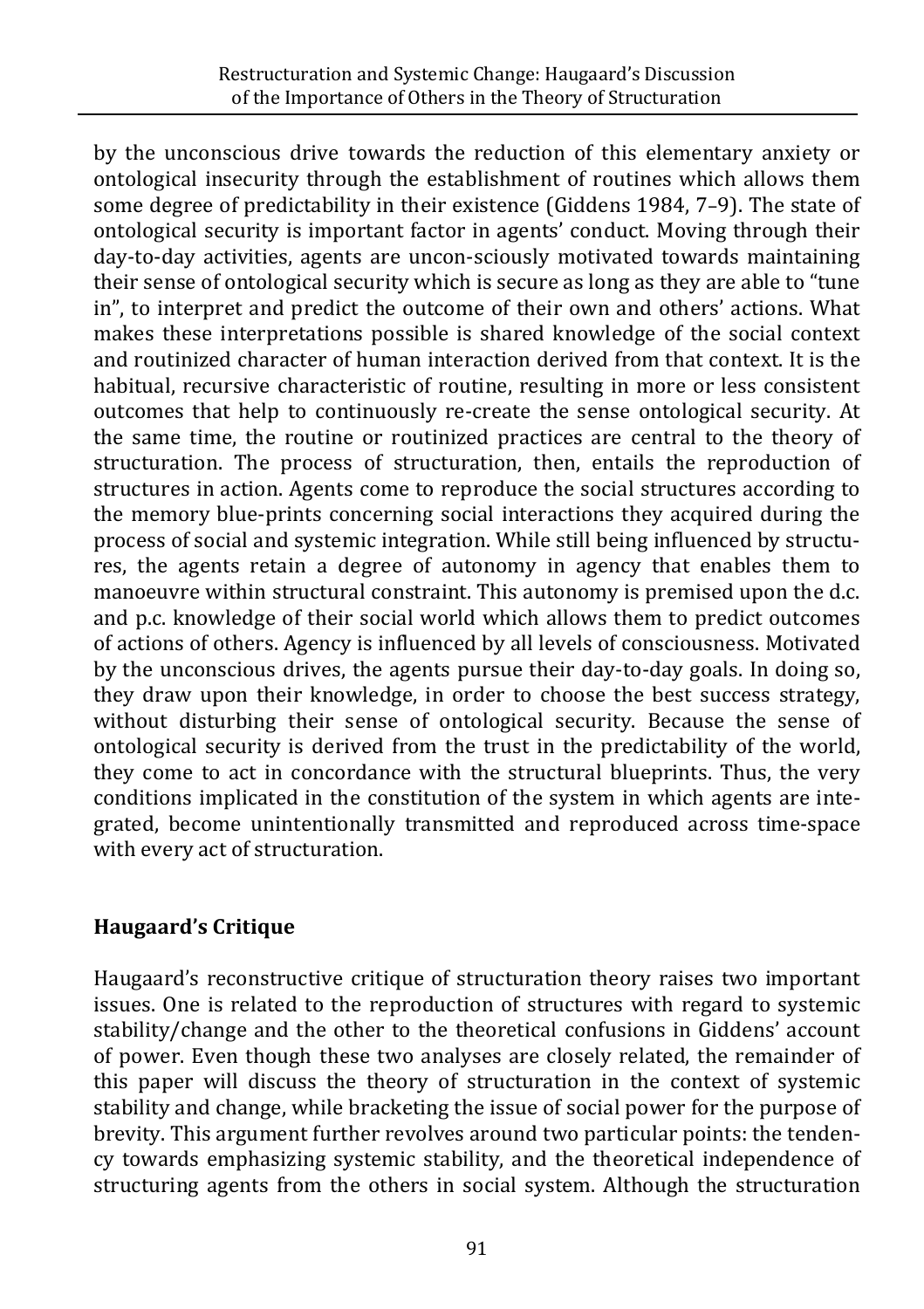by the unconscious drive towards the reduction of this elementary anxiety or ontological insecurity through the establishment of routines which allows them some degree of predictability in their existence (Giddens 1984, 7–9). The state of ontological security is important factor in agents' conduct. Moving through their day-to-day activities, agents are uncon-sciously motivated towards maintaining their sense of ontological security which is secure as long as they are able to "tune in", to interpret and predict the outcome of their own and others' actions. What makes these interpretations possible is shared knowledge of the social context and routinized character of human interaction derived from that context. It is the habitual, recursive characteristic of routine, resulting in more or less consistent outcomes that help to continuously re-create the sense ontological security. At the same time, the routine or routinized practices are central to the theory of structuration. The process of structuration, then, entails the reproduction of structures in action. Agents come to reproduce the social structures according to the memory blue-prints concerning social interactions they acquired during the process of social and systemic integration. While still being influenced by structures, the agents retain a degree of autonomy in agency that enables them to manoeuvre within structural constraint. This autonomy is premised upon the d.c. and p.c. knowledge of their social world which allows them to predict outcomes of actions of others. Agency is influenced by all levels of consciousness. Motivated by the unconscious drives, the agents pursue their day-to-day goals. In doing so, they draw upon their knowledge, in order to choose the best success strategy, without disturbing their sense of ontological security. Because the sense of ontological security is derived from the trust in the predictability of the world, they come to act in concordance with the structural blueprints. Thus, the very conditions implicated in the constitution of the system in which agents are integrated, become unintentionally transmitted and reproduced across time-space with every act of structuration.

## Haugaard's Critique

Haugaard's reconstructive critique of structuration theory raises two important issues. One is related to the reproduction of structures with regard to systemic stability/change and the other to the theoretical confusions in Giddens' account of power. Even though these two analyses are closely related, the remainder of this paper will discuss the theory of structuration in the context of systemic stability and change, while bracketing the issue of social power for the purpose of brevity. This argument further revolves around two particular points: the tendency towards emphasizing systemic stability, and the theoretical independence of structuring agents from the others in social system. Although the structuration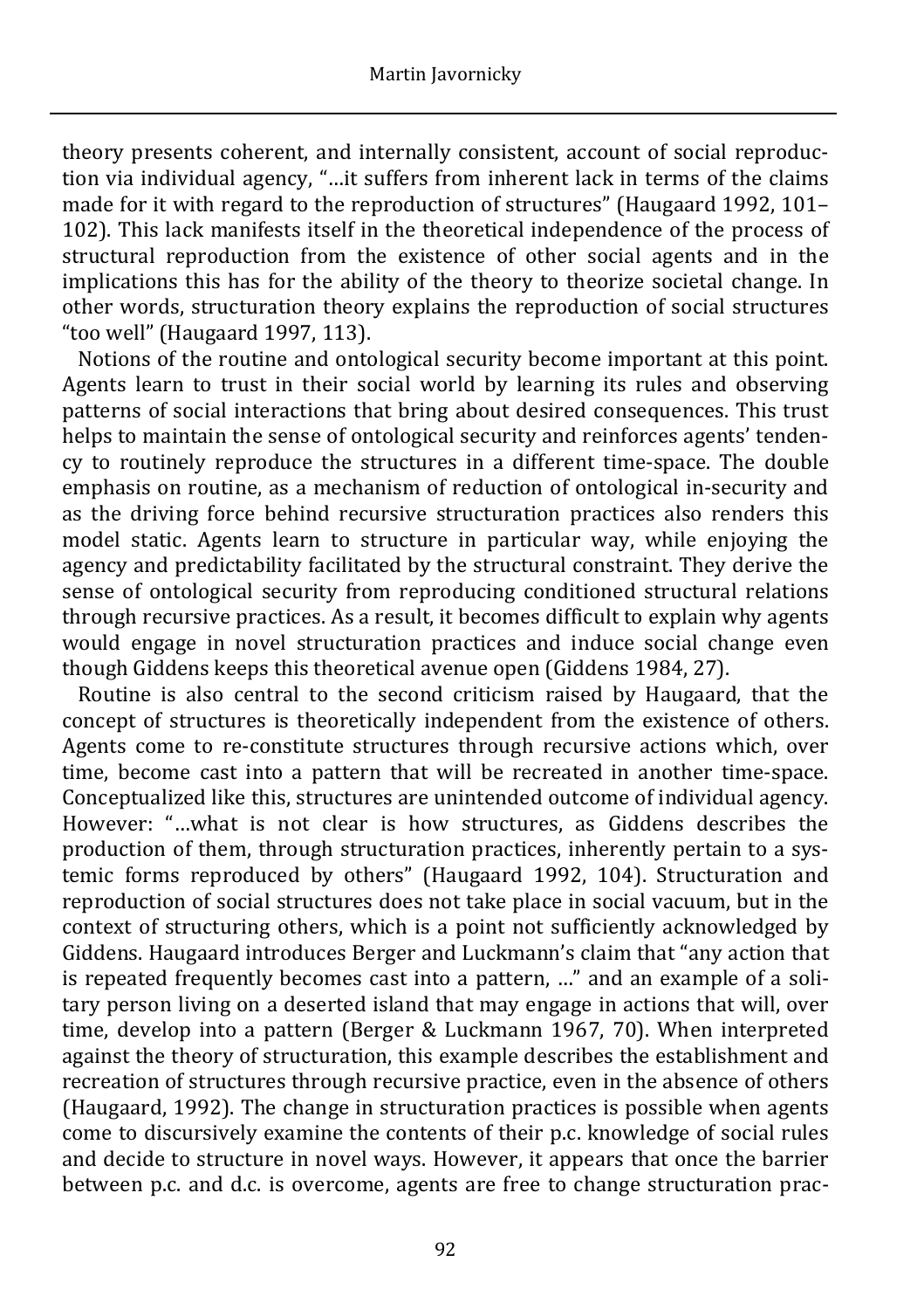theory presents coherent, and internally consistent, account of social reproduction via individual agency, "…it suffers from inherent lack in terms of the claims made for it with regard to the reproduction of structures" (Haugaard 1992, 101–102). This lack manifests itself in the theoretical independence of the process of structural reproduction from the existence of other social agents and in the implications this has for the ability of the theory to theorize societal change. In other words, structuration theory explains the reproduction of social structures "too well" (Haugaard 1997, 113).

Notions of the routine and ontological security become important at this point. Agents learn to trust in their social world by learning its rules and observing patterns of social interactions that bring about desired consequences. This trust helps to maintain the sense of ontological security and reinforces agents' tendency to routinely reproduce the structures in a different time-space. The double emphasis on routine, as a mechanism of reduction of ontological in-security and as the driving force behind recursive structuration practices also renders this model static. Agents learn to structure in particular way, while enjoying the agency and predictability facilitated by the structural constraint. They derive the sense of ontological security from reproducing conditioned structural relations through recursive practices. As a result, it becomes difficult to explain why agents would engage in novel structuration practices and induce social change even though Giddens keeps this theoretical avenue open (Giddens 1984, 27).

Routine is also central to the second criticism raised by Haugaard, that the concept of structures is theoretically independent from the existence of others. Agents come to re-constitute structures through recursive actions which, over time, become cast into a pattern that will be recreated in another time-space. Conceptualized like this, structures are unintended outcome of individual agency. However: "…what is not clear is how structures, as Giddens describes the production of them, through structuration practices, inherently pertain to a systemic forms reproduced by others" (Haugaard 1992, 104). Structuration and reproduction of social structures does not take place in social vacuum, but in the context of structuring others, which is a point not sufficiently acknowledged by Giddens. Haugaard introduces Berger and Luckmann's claim that "any action that is repeated frequently becomes cast into a pattern, …" and an example of a solitary person living on a deserted island that may engage in actions that will, over time, develop into a pattern (Berger & Luckmann 1967, 70). When interpreted against the theory of structuration, this example describes the establishment and recreation of structures through recursive practice, even in the absence of others (Haugaard, 1992). The change in structuration practices is possible when agents come to discursively examine the contents of their p.c. knowledge of social rules and decide to structure in novel ways. However, it appears that once the barrier between p.c. and d.c. is overcome, agents are free to change structuration prac-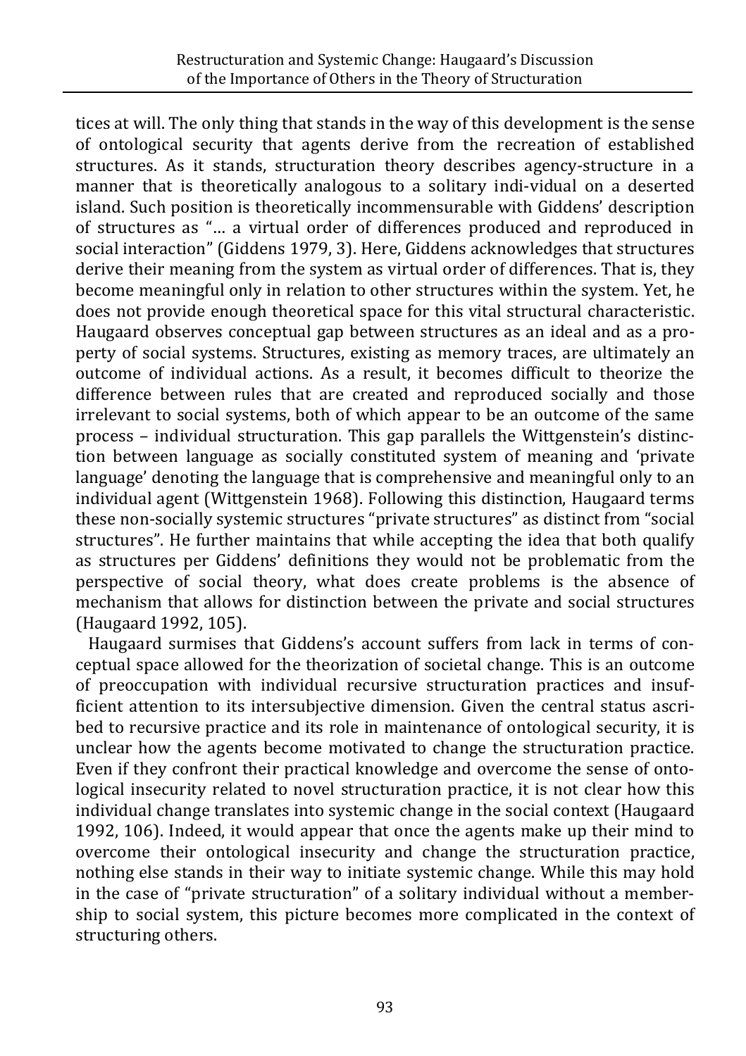tices at will. The only thing that stands in the way of this development is the sense of ontological security that agents derive from the recreation of established structures. As it stands, structuration theory describes agency-structure in a manner that is theoretically analogous to a solitary individual on a deserted island. Such position is theoretically incommensurable with Giddens' description of structures as "… a virtual order of differences produced and reproduced in social interaction" (Giddens 1979, 3). Here, Giddens acknowledges that structures derive their meaning from the system as virtual order of differences. That is, they become meaningful only in relation to other structures within the system. Yet, he does not provide enough theoretical space for this vital structural characteristic. Haugaard observes conceptual gap between structures as an ideal and as a property of social systems. Structures, existing as memory traces, are ultimately an outcome of individual actions. As a result, it becomes difficult to theorize the difference between rules that are created and reproduced socially and those irrelevant to social systems, both of which appear to be an outcome of the same process – individual structuration. This gap parallels the Wittgenstein's distinction between language as socially constituted system of meaning and 'private language' denoting the language that is comprehensive and meaningful only to an individual agent (Wittgenstein 1968). Following this distinction, Haugaard terms these non-socially systemic structures "private structures" as distinct from "social structures". He further maintains that while accepting the idea that both qualify as structures per Giddens' definitions they would not be problematic from the perspective of social theory, what does create problems is the absence of mechanism that allows for distinction between the private and social structures (Haugaard 1992, 105).

Haugaard surmises that Giddens's account suffers from lack in terms of conceptual space allowed for the theorization of societal change. This is an outcome of preoccupation with individual recursive structuration practices and insufficient attention to its intersubjective dimension. Given the central status ascribed to recursive practice and its role in maintenance of ontological security, it is unclear how the agents become motivated to change the structuration practice. Even if they confront their practical knowledge and overcome the sense of ontological insecurity related to novel structuration practice, it is not clear how this individual change translates into systemic change in the social context (Haugaard 1992, 106). Indeed, it would appear that once the agents make up their mind to overcome their ontological insecurity and change the structuration practice, nothing else stands in their way to initiate systemic change. While this may hold in the case of "private structuration" of a solitary individual without a membership to social system, this picture becomes more complicated in the context of structuring others.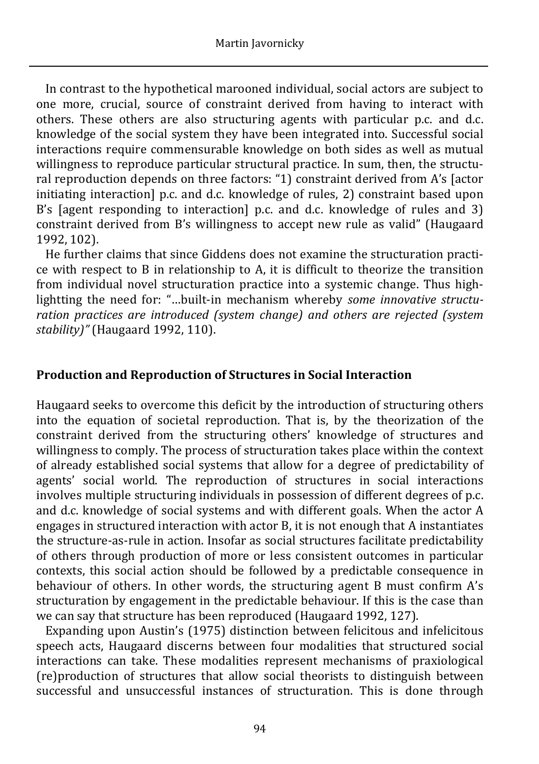In contrast to the hypothetical marooned individual, social actors are subject to one more, crucial, source of constraint derived from having to interact with others. These others are also structuring agents with particular p.c. and d.c. knowledge of the social system they have been integrated into. Successful social interactions require commensurable knowledge on both sides as well as mutual willingness to reproduce particular structural practice. In sum, then, the structural reproduction depends on three factors: "1) constraint derived from A's [actor initiating interaction] p.c. and d.c. knowledge of rules, 2) constraint based upon B's [agent responding to interaction] p.c. and d.c. knowledge of rules and 3) constraint derived from B's willingness to accept new rule as valid" (Haugaard 1992, 102).

He further claims that since Giddens does not examine the structuration practice with respect to B in relationship to A, it is difficult to theorize the transition from individual novel structuration practice into a systemic change. Thus highlightting the need for: "…built-in mechanism whereby *some innovative structuration practices are introduced (system change) and others are rejected (system stability)"* (Haugaard 1992, 110).

**Production and Reproduction of Structures in Social Interaction**

Haugaard seeks to overcome this deficit by the introduction of structuring others into the equation of societal reproduction. That is, by the theorization of the constraint derived from the structuring others' knowledge of structures and willingness to comply. The process of structuration takes place within the context of already established social systems that allow for a degree of predictability of agents' social world. The reproduction of structures in social interactions involves multiple structuring individuals in possession of different degrees of p.c. and d.c. knowledge of social systems and with different goals. When the actor A engages in structured interaction with actor B, it is not enough that A instantiates the structure-as-rule in action. Insofar as social structures facilitate predictability of others through production of more or less consistent outcomes in particular contexts, this social action should be followed by a predictable consequence in behaviour of others. In other words, the structuring agent B must confirm A's structuration by engagement in the predictable behaviour. If this is the case than we can say that structure has been reproduced (Haugaard 1992, 127).

Expanding upon Austin's (1975) distinction between felicitous and infelicitous speech acts, Haugaard discerns between four modalities that structured social interactions can take. These modalities represent mechanisms of praxiological (re)production of structures that allow social theorists to distinguish between successful and unsuccessful instances of structuration. This is done through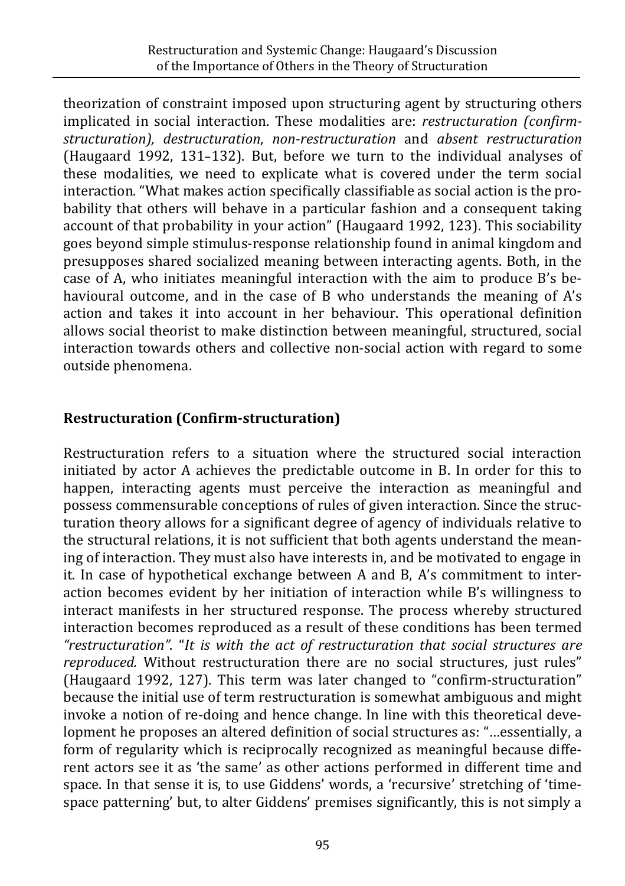theorization of constraint imposed upon structuring agent by structuring others implicated in social interaction. These modalities are: *restructuration (confirm-structuration)*, *destructuration*, *non-restructuration* and *absent restructuration* (Haugaard 1992, 131–132). But, before we turn to the individual analyses of these modalities, we need to explicate what is covered under the term social interaction. "What makes action specifically classifiable as social action is the probability that others will behave in a particular fashion and a consequent taking account of that probability in your action" (Haugaard 1992, 123). This sociability goes beyond simple stimulus-response relationship found in animal kingdom and presupposes shared socialized meaning between interacting agents. Both, in the case of A, who initiates meaningful interaction with the aim to produce B's behavioural outcome, and in the case of B who understands the meaning of A's action and takes it into account in her behaviour. This operational definition allows social theorist to make distinction between meaningful, structured, social interaction towards others and collective non-social action with regard to some outside phenomena.

## Restructuration (Confirm-structuration)

Restructuration refers to a situation where the structured social interaction initiated by actor A achieves the predictable outcome in B. In order for this to happen, interacting agents must perceive the interaction as meaningful and possess commensurable conceptions of rules of given interaction. Since the structuration theory allows for a significant degree of agency of individuals relative to the structural relations, it is not sufficient that both agents understand the meaning of interaction. They must also have interests in, and be motivated to engage in it. In case of hypothetical exchange between A and B, A's commitment to interaction becomes evident by her initiation of interaction while B's willingness to interact manifests in her structured response. The process whereby structured interaction becomes reproduced as a result of these conditions has been termed *"restructuration"*. "*It is with the act of restructuration that social structures are reproduced.* Without restructuration there are no social structures, just rules" (Haugaard 1992, 127). This term was later changed to "confirm-structuration" because the initial use of term restructuration is somewhat ambiguous and might invoke a notion of re-doing and hence change. In line with this theoretical development he proposes an altered definition of social structures as: "…essentially, a form of regularity which is reciprocally recognized as meaningful because different actors see it as 'the same' as other actions performed in different time and space. In that sense it is, to use Giddens' words, a 'recursive' stretching of 'time-space patterning' but, to alter Giddens' premises significantly, this is not simply a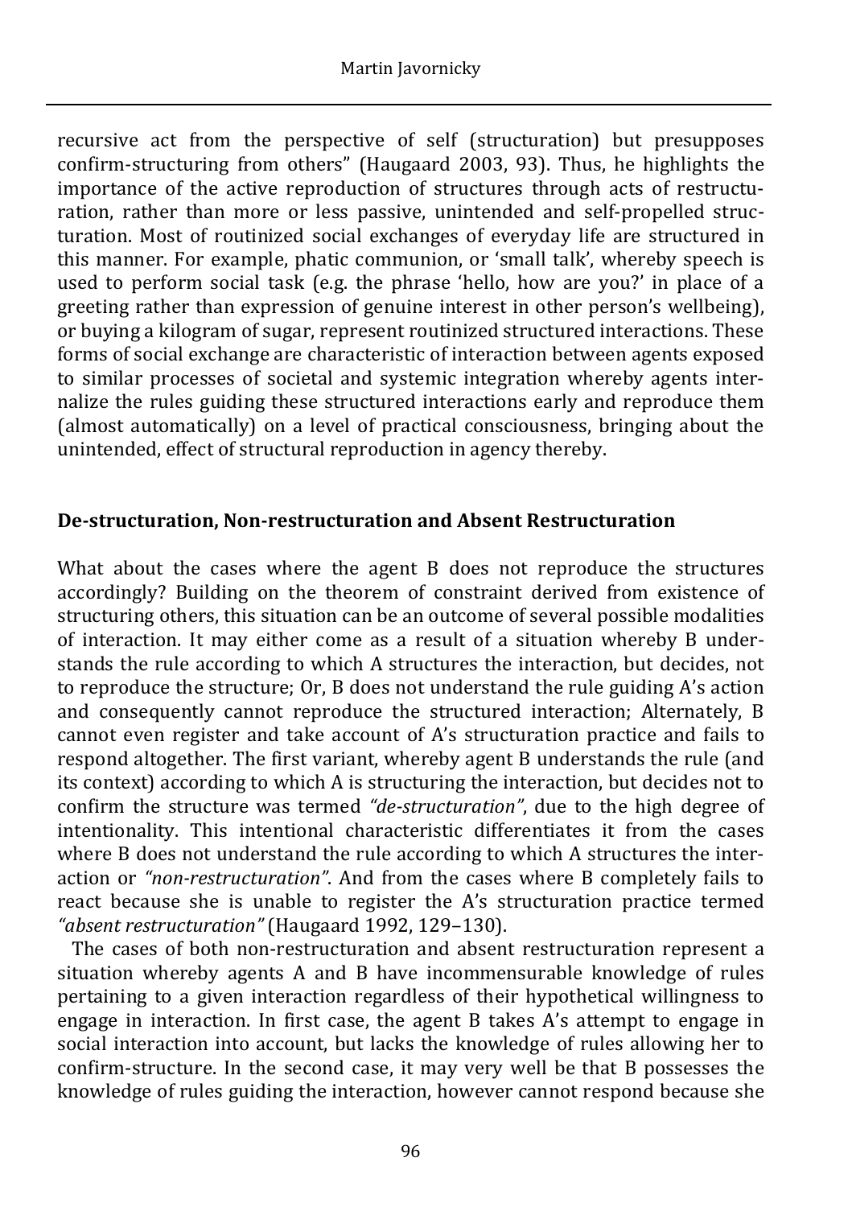recursive act from the perspective of self (structuration) but presupposes confirm-structuring from others" (Haugaard 2003, 93). Thus, he highlights the importance of the active reproduction of structures through acts of restructuration, rather than more or less passive, unintended and self-propelled structuration. Most of routinized social exchanges of everyday life are structured in this manner. For example, phatic communion, or 'small talk', whereby speech is used to perform social task (e.g. the phrase 'hello, how are you?' in place of a greeting rather than expression of genuine interest in other person's wellbeing), or buying a kilogram of sugar, represent routinized structured interactions. These forms of social exchange are characteristic of interaction between agents exposed to similar processes of societal and systemic integration whereby agents internalize the rules guiding these structured interactions early and reproduce them (almost automatically) on a level of practical consciousness, bringing about the unintended, effect of structural reproduction in agency thereby.

## De-structuration, Non-restructuration and Absent Restructuration

What about the cases where the agent B does not reproduce the structures accordingly? Building on the theorem of constraint derived from existence of structuring others, this situation can be an outcome of several possible modalities of interaction. It may either come as a result of a situation whereby B understands the rule according to which A structures the interaction, but decides, not to reproduce the structure; Or, B does not understand the rule guiding A's action and consequently cannot reproduce the structured interaction; Alternately, B cannot even register and take account of A's structuration practice and fails to respond altogether. The first variant, whereby agent B understands the rule (and its context) according to which A is structuring the interaction, but decides not to confirm the structure was termed *"de-structuration"*, due to the high degree of intentionality. This intentional characteristic differentiates it from the cases where B does not understand the rule according to which A structures the interaction or *"non-restructuration"*. And from the cases where B completely fails to react because she is unable to register the A's structuration practice termed *"absent restructuration"* (Haugaard 1992, 129–130).

The cases of both non-restructuration and absent restructuration represent a situation whereby agents A and B have incommensurable knowledge of rules pertaining to a given interaction regardless of their hypothetical willingness to engage in interaction. In first case, the agent B takes A's attempt to engage in social interaction into account, but lacks the knowledge of rules allowing her to confirm-structure. In the second case, it may very well be that B possesses the knowledge of rules guiding the interaction, however cannot respond because she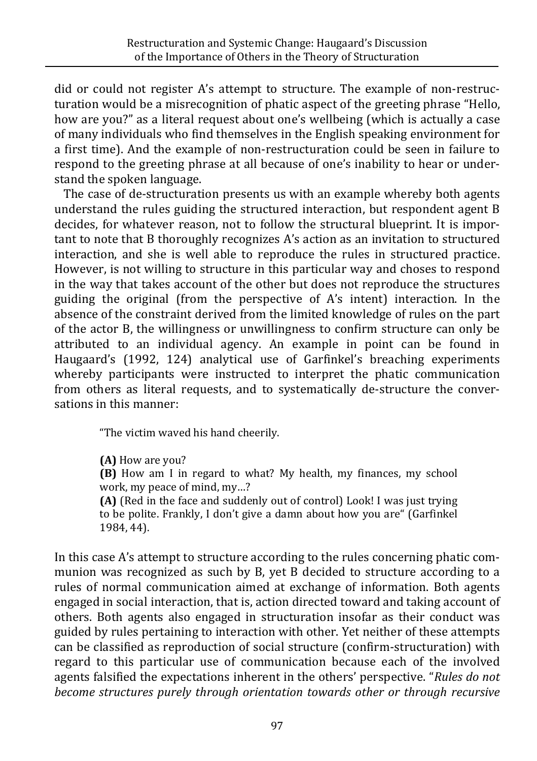did or could not register A's attempt to structure. The example of non-restructuration would be a misrecognition of phatic aspect of the greeting phrase "Hello, how are you?" as a literal request about one's wellbeing (which is actually a case of many individuals who find themselves in the English speaking environment for a first time). And the example of non-restructuration could be seen in failure to respond to the greeting phrase at all because of one's inability to hear or understand the spoken language.

The case of de-structuration presents us with an example whereby both agents understand the rules guiding the structured interaction, but respondent agent B decides, for whatever reason, not to follow the structural blueprint. It is important to note that B thoroughly recognizes A's action as an invitation to structured interaction, and she is well able to reproduce the rules in structured practice. However, is not willing to structure in this particular way and choses to respond in the way that takes account of the other but does not reproduce the structures guiding the original (from the perspective of A's intent) interaction. In the absence of the constraint derived from the limited knowledge of rules on the part of the actor B, the willingness or unwillingness to confirm structure can only be attributed to an individual agency. An example in point can be found in Haugaard's (1992, 124) analytical use of Garfinkel's breaching experiments whereby participants were instructed to interpret the phatic communication from others as literal requests, and to systematically de-structure the conversations in this manner:

> "The victim waved his hand cheerily.
>
> **(A)** How are you?
> **(B)** How am I in regard to what? My health, my finances, my school work, my peace of mind, my...?
> **(A)** (Red in the face and suddenly out of control) Look! I was just trying to be polite. Frankly, I don't give a damn about how you are" (Garfinkel 1984, 44).

In this case A's attempt to structure according to the rules concerning phatic communion was recognized as such by B, yet B decided to structure according to a rules of normal communication aimed at exchange of information. Both agents engaged in social interaction, that is, action directed toward and taking account of others. Both agents also engaged in structuration insofar as their conduct was guided by rules pertaining to interaction with other. Yet neither of these attempts can be classified as reproduction of social structure (confirm-structuration) with regard to this particular use of communication because each of the involved agents falsified the expectations inherent in the others' perspective. "*Rules do not become structures purely through orientation towards other or through recursive*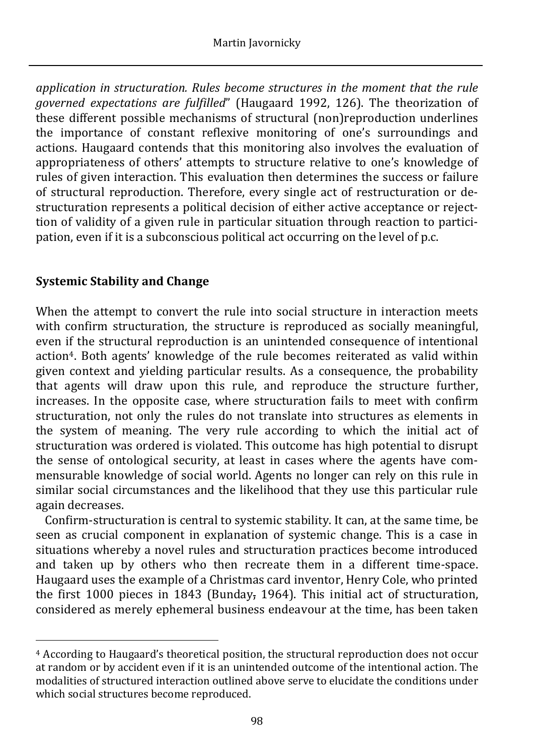*application in structuration. Rules become structures in the moment that the rule governed expectations are fulfilled*" (Haugaard 1992, 126). The theorization of these different possible mechanisms of structural (non)reproduction underlines the importance of constant reflexive monitoring of one's surroundings and actions. Haugaard contends that this monitoring also involves the evaluation of appropriateness of others' attempts to structure relative to one's knowledge of rules of given interaction. This evaluation then determines the success or failure of structural reproduction. Therefore, every single act of restructuration or destructuration represents a political decision of either active acceptance or rejection of validity of a given rule in particular situation through reaction to participation, even if it is a subconscious political act occurring on the level of p.c.

## Systemic Stability and Change

When the attempt to convert the rule into social structure in interaction meets with confirm structuration, the structure is reproduced as socially meaningful, even if the structural reproduction is an unintended consequence of intentional action[4]. Both agents' knowledge of the rule becomes reiterated as valid within given context and yielding particular results. As a consequence, the probability that agents will draw upon this rule, and reproduce the structure further, increases. In the opposite case, where structuration fails to meet with confirm structuration, not only the rules do not translate into structures as elements in the system of meaning. The very rule according to which the initial act of structuration was ordered is violated. This outcome has high potential to disrupt the sense of ontological security, at least in cases where the agents have commensurable knowledge of social world. Agents no longer can rely on this rule in similar social circumstances and the likelihood that they use this particular rule again decreases.

Confirm-structuration is central to systemic stability. It can, at the same time, be seen as crucial component in explanation of systemic change. This is a case in situations whereby a novel rules and structuration practices become introduced and taken up by others who then recreate them in a different time-space. Haugaard uses the example of a Christmas card inventor, Henry Cole, who printed the first 1000 pieces in 1843 (Bunday, 1964). This initial act of structuration, considered as merely ephemeral business endeavour at the time, has been taken

[4] According to Haugaard's theoretical position, the structural reproduction does not occur at random or by accident even if it is an unintended outcome of the intentional action. The modalities of structured interaction outlined above serve to elucidate the conditions under which social structures become reproduced.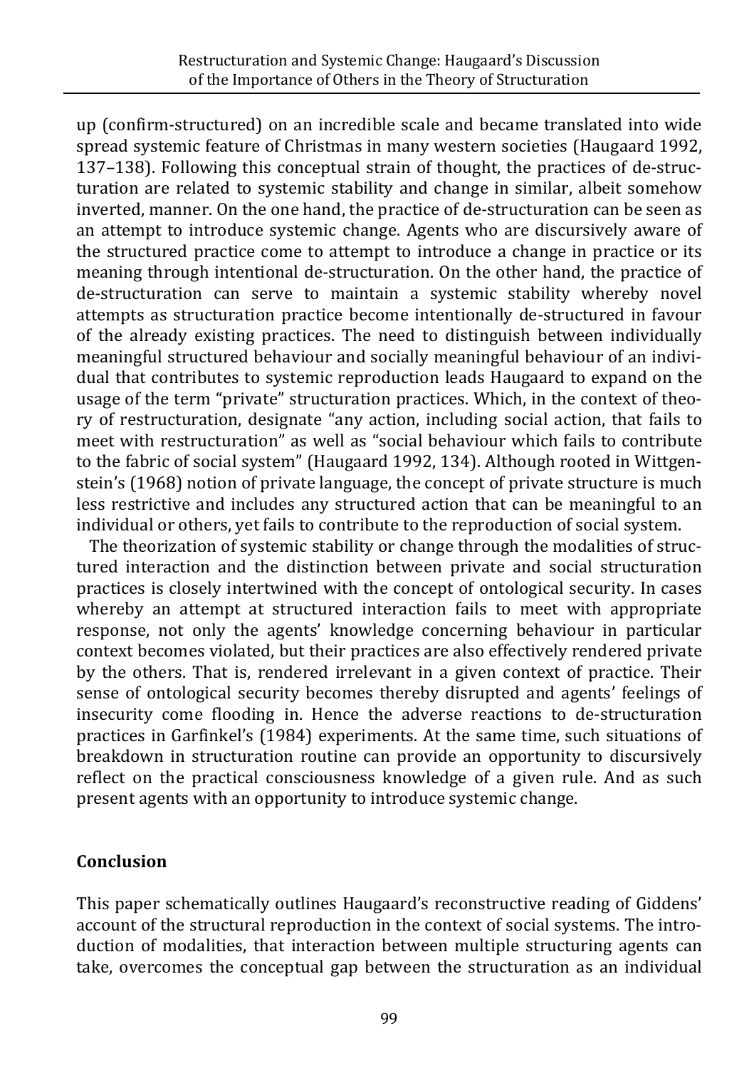up (confirm-structured) on an incredible scale and became translated into wide spread systemic feature of Christmas in many western societies (Haugaard 1992, 137–138). Following this conceptual strain of thought, the practices of de-structuration are related to systemic stability and change in similar, albeit somehow inverted, manner. On the one hand, the practice of de-structuration can be seen as an attempt to introduce systemic change. Agents who are discursively aware of the structured practice come to attempt to introduce a change in practice or its meaning through intentional de-structuration. On the other hand, the practice of de-structuration can serve to maintain a systemic stability whereby novel attempts as structuration practice become intentionally de-structured in favour of the already existing practices. The need to distinguish between individually meaningful structured behaviour and socially meaningful behaviour of an individual that contributes to systemic reproduction leads Haugaard to expand on the usage of the term "private" structuration practices. Which, in the context of theory of restructuration, designate "any action, including social action, that fails to meet with restructuration" as well as "social behaviour which fails to contribute to the fabric of social system" (Haugaard 1992, 134). Although rooted in Wittgenstein's (1968) notion of private language, the concept of private structure is much less restrictive and includes any structured action that can be meaningful to an individual or others, yet fails to contribute to the reproduction of social system.

The theorization of systemic stability or change through the modalities of structured interaction and the distinction between private and social structuration practices is closely intertwined with the concept of ontological security. In cases whereby an attempt at structured interaction fails to meet with appropriate response, not only the agents' knowledge concerning behaviour in particular context becomes violated, but their practices are also effectively rendered private by the others. That is, rendered irrelevant in a given context of practice. Their sense of ontological security becomes thereby disrupted and agents' feelings of insecurity come flooding in. Hence the adverse reactions to de-structuration practices in Garfinkel's (1984) experiments. At the same time, such situations of breakdown in structuration routine can provide an opportunity to discursively reflect on the practical consciousness knowledge of a given rule. And as such present agents with an opportunity to introduce systemic change.

## Conclusion

This paper schematically outlines Haugaard's reconstructive reading of Giddens' account of the structural reproduction in the context of social systems. The introduction of modalities, that interaction between multiple structuring agents can take, overcomes the conceptual gap between the structuration as an individual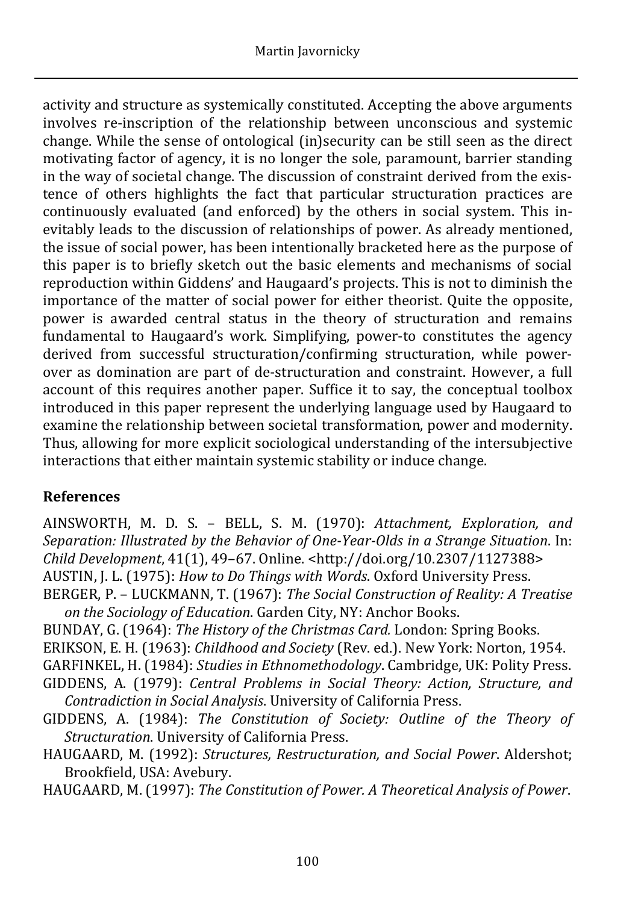activity and structure as systemically constituted. Accepting the above arguments involves re-inscription of the relationship between unconscious and systemic change. While the sense of ontological (in)security can be still seen as the direct motivating factor of agency, it is no longer the sole, paramount, barrier standing in the way of societal change. The discussion of constraint derived from the existence of others highlights the fact that particular structuration practices are continuously evaluated (and enforced) by the others in social system. This inevitably leads to the discussion of relationships of power. As already mentioned, the issue of social power, has been intentionally bracketed here as the purpose of this paper is to briefly sketch out the basic elements and mechanisms of social reproduction within Giddens' and Haugaard's projects. This is not to diminish the importance of the matter of social power for either theorist. Quite the opposite, power is awarded central status in the theory of structuration and remains fundamental to Haugaard's work. Simplifying, power-to constitutes the agency derived from successful structuration/confirming structuration, while power-over as domination are part of de-structuration and constraint. However, a full account of this requires another paper. Suffice it to say, the conceptual toolbox introduced in this paper represent the underlying language used by Haugaard to examine the relationship between societal transformation, power and modernity. Thus, allowing for more explicit sociological understanding of the intersubjective interactions that either maintain systemic stability or induce change.

## References

AINSWORTH, M. D. S. – BELL, S. M. (1970): *Attachment, Exploration, and Separation: Illustrated by the Behavior of One-Year-Olds in a Strange Situation*. In: *Child Development*, 41(1), 49–67. Online. <http://doi.org/10.2307/1127388>

AUSTIN, J. L. (1975): *How to Do Things with Words*. Oxford University Press.

BERGER, P. – LUCKMANN, T. (1967): *The Social Construction of Reality: A Treatise on the Sociology of Education*. Garden City, NY: Anchor Books.

BUNDAY, G. (1964): *The History of the Christmas Card.* London: Spring Books.

ERIKSON, E. H. (1963): *Childhood and Society* (Rev. ed.). New York: Norton, 1954.

GARFINKEL, H. (1984): *Studies in Ethnomethodology*. Cambridge, UK: Polity Press.

GIDDENS, A. (1979): *Central Problems in Social Theory: Action, Structure, and Contradiction in Social Analysis*. University of California Press.

GIDDENS, A. (1984): *The Constitution of Society: Outline of the Theory of Structuration*. University of California Press.

HAUGAARD, M. (1992): *Structures, Restructuration, and Social Power*. Aldershot; Brookfield, USA: Avebury.

HAUGAARD, M. (1997): *The Constitution of Power. A Theoretical Analysis of Power*.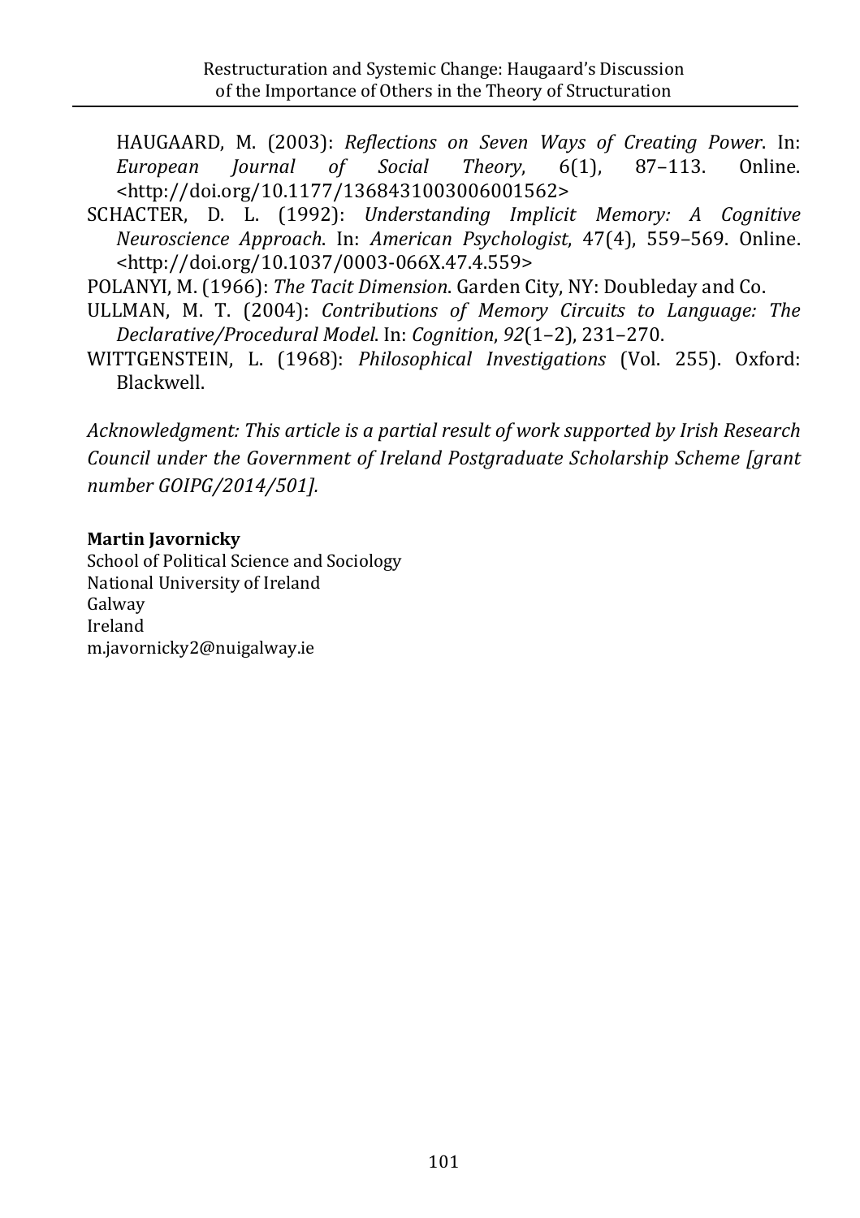HAUGAARD, M. (2003): *Reflections on Seven Ways of Creating Power*. In: *European Journal of Social Theory*, 6(1), 87–113. Online. <http://doi.org/10.1177/1368431003006001562>

SCHACTER, D. L. (1992): *Understanding Implicit Memory: A Cognitive Neuroscience Approach*. In: *American Psychologist*, 47(4), 559–569. Online. <http://doi.org/10.1037/0003-066X.47.4.559>

POLANYI, M. (1966): *The Tacit Dimension*. Garden City, NY: Doubleday and Co.

ULLMAN, M. T. (2004): *Contributions of Memory Circuits to Language: The Declarative/Procedural Model*. In: *Cognition*, *92*(1–2), 231–270.

WITTGENSTEIN, L. (1968): *Philosophical Investigations* (Vol. 255). Oxford: Blackwell.

*Acknowledgment: This article is a partial result of work supported by Irish Research Council under the Government of Ireland Postgraduate Scholarship Scheme [grant number GOIPG/2014/501].*

**Martin Javornicky**
School of Political Science and Sociology
National University of Ireland
Galway
Ireland
m.javornicky2@nuigalway.ie